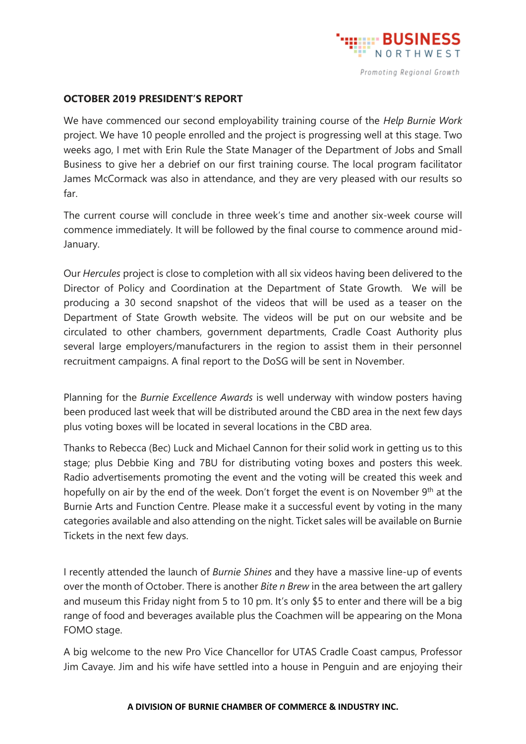**OCTOBER 2019 PRESIDENT'S REPORT**

We have commenced our second employability training course of the *Help Burnie Work* project. We have 10 people enrolled and the project is progressing well at this stage. Two weeks ago, I met with Erin Rule the State Manager of the Department of Jobs and Small Business to give her a debrief on our first training course. The local program facilitator James McCormack was also in attendance, and they are very pleased with our results so far.

The current course will conclude in three week's time and another six-week course will commence immediately. It will be followed by the final course to commence around mid-January.

Our *Hercules* project is close to completion with all six videos having been delivered to the Director of Policy and Coordination at the Department of State Growth. We will be producing a 30 second snapshot of the videos that will be used as a teaser on the Department of State Growth website. The videos will be put on our website and be circulated to other chambers, government departments, Cradle Coast Authority plus several large employers/manufacturers in the region to assist them in their personnel recruitment campaigns. A final report to the DoSG will be sent in November.

Planning for the *Burnie Excellence Awards* is well underway with window posters having been produced last week that will be distributed around the CBD area in the next few days plus voting boxes will be located in several locations in the CBD area.

Thanks to Rebecca (Bec) Luck and Michael Cannon for their solid work in getting us to this stage; plus Debbie King and 7BU for distributing voting boxes and posters this week. Radio advertisements promoting the event and the voting will be created this week and hopefully on air by the end of the week. Don't forget the event is on November 9th at the Burnie Arts and Function Centre. Please make it a successful event by voting in the many categories available and also attending on the night. Ticket sales will be available on Burnie Tickets in the next few days.

I recently attended the launch of *Burnie Shines* and they have a massive line-up of events over the month of October. There is another *Bite n Brew* in the area between the art gallery and museum this Friday night from 5 to 10 pm. It's only $5 to enter and there will be a big range of food and beverages available plus the Coachmen will be appearing on the Mona FOMO stage.

A big welcome to the new Pro Vice Chancellor for UTAS Cradle Coast campus, Professor Jim Cavaye. Jim and his wife have settled into a house in Penguin and are enjoying their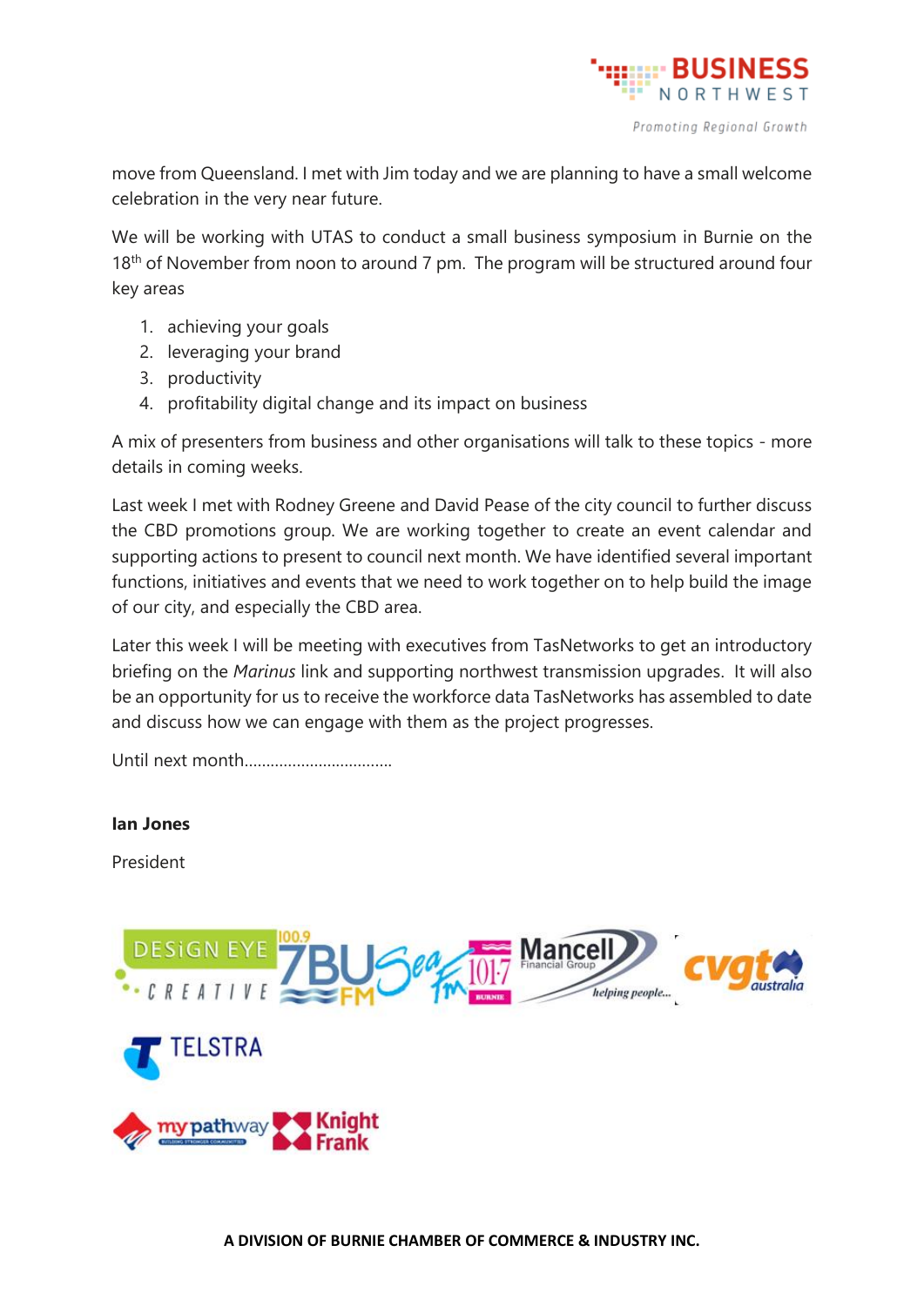move from Queensland. I met with Jim today and we are planning to have a small welcome celebration in the very near future.

We will be working with UTAS to conduct a small business symposium in Burnie on the 18th of November from noon to around 7 pm. The program will be structured around four key areas

1. achieving your goals
2. leveraging your brand
3. productivity
4. profitability digital change and its impact on business

A mix of presenters from business and other organisations will talk to these topics - more details in coming weeks.

Last week I met with Rodney Greene and David Pease of the city council to further discuss the CBD promotions group. We are working together to create an event calendar and supporting actions to present to council next month. We have identified several important functions, initiatives and events that we need to work together on to help build the image of our city, and especially the CBD area.

Later this week I will be meeting with executives from TasNetworks to get an introductory briefing on the *Marinus* link and supporting northwest transmission upgrades. It will also be an opportunity for us to receive the workforce data TasNetworks has assembled to date and discuss how we can engage with them as the project progresses.

Until next month……………………………

**Ian Jones**

President

A DIVISION OF BURNIE CHAMBER OF COMMERCE & INDUSTRY INC.